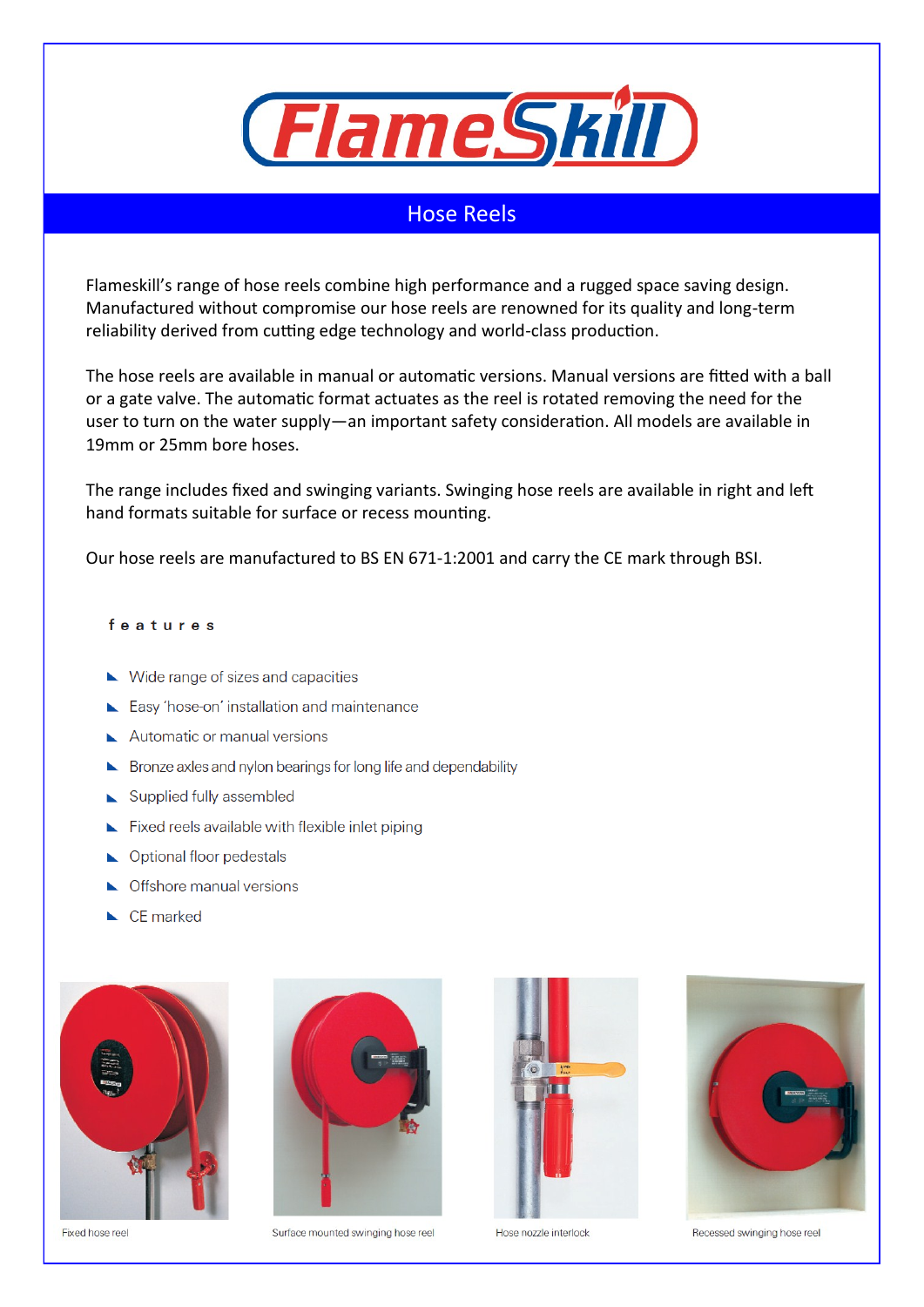# FlameSkill

## Hose Reels

Flameskill's range of hose reels combine high performance and a rugged space saving design. Manufactured without compromise our hose reels are renowned for its quality and long-term reliability derived from cutting edge technology and world-class production.

The hose reels are available in manual or automatic versions. Manual versions are fitted with a ball or a gate valve. The automatic format actuates as the reel is rotated removing the need for the user to turn on the water supply—an important safety consideration. All models are available in 19mm or 25mm bore hoses.

The range includes fixed and swinging variants. Swinging hose reels are available in right and left hand formats suitable for surface or recess mounting.

Our hose reels are manufactured to BS EN 671-1:2001 and carry the CE mark through BSI.

### features

- Wide range of sizes and capacities
- Easy 'hose-on' installation and maintenance
- Automatic or manual versions
- Bronze axles and nylon bearings for long life and dependability
- Supplied fully assembled
- Fixed reels available with flexible inlet piping
- Optional floor pedestals
- Offshore manual versions
- CE marked

Fixed hose reel

Surface mounted swinging hose reel

Hose nozzle interlock

Recessed swinging hose reel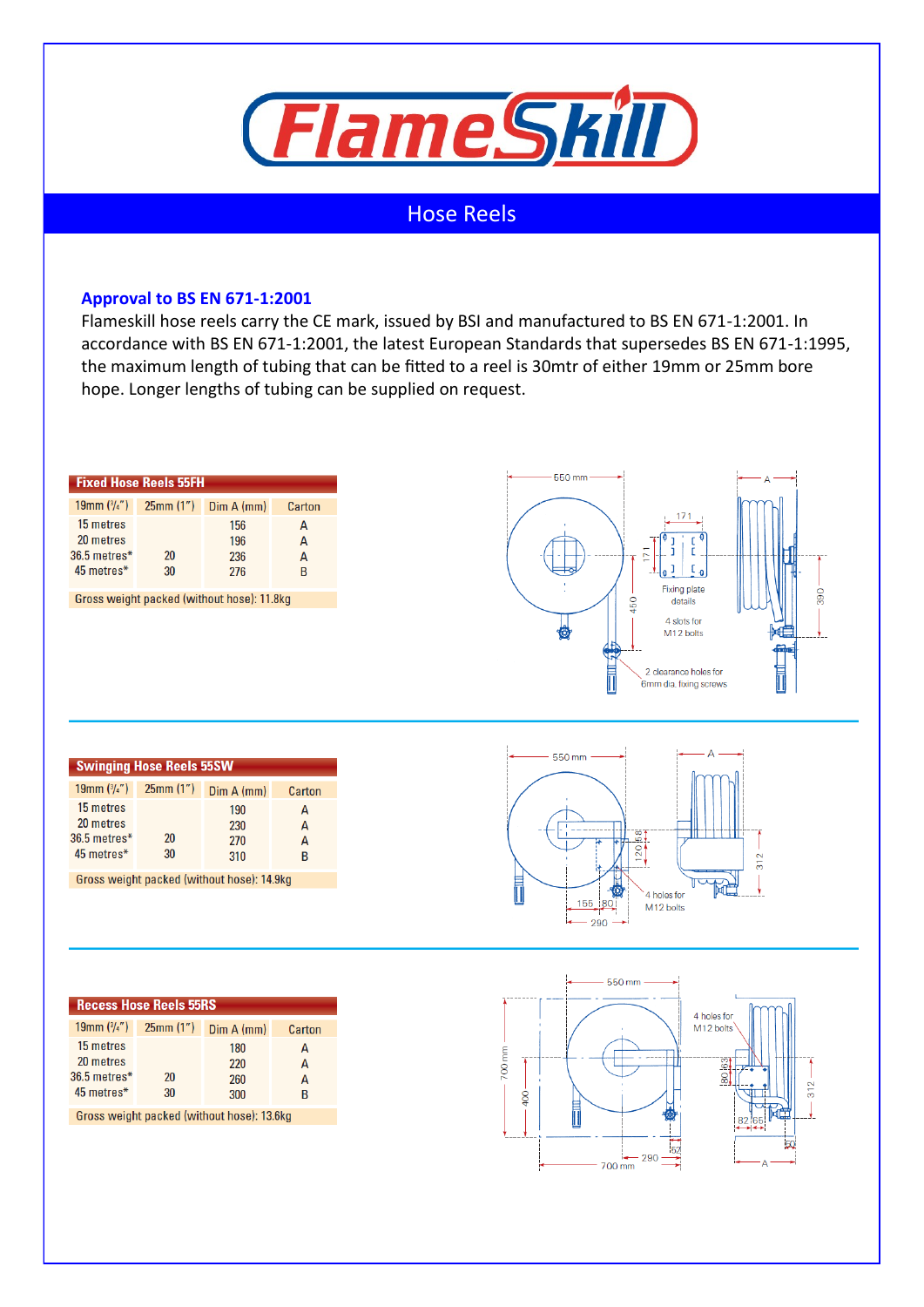# Hose Reels

### Approval to BS EN 671-1:2001

Flameskill hose reels carry the CE mark, issued by BSI and manufactured to BS EN 671-1:2001. In accordance with BS EN 671-1:2001, the latest European Standards that supersedes BS EN 671-1:1995, the maximum length of tubing that can be fitted to a reel is 30mtr of either 19mm or 25mm bore hope. Longer lengths of tubing can be supplied on request.

#### Fixed Hose Reels 55FH

| 19mm (¾") | 25mm (1") | Dim A (mm) | Carton |
|---|---|---|---|
| 15 metres | | 156 | A |
| 20 metres | | 196 | A |
| 36.5 metres* | 20 | 236 | A |
| 45 metres* | 30 | 276 | B |

Gross weight packed (without hose): 11.8kg

550 mm, 171, 171, 450, 390, A

Fixing plate details

4 slots for M12 bolts

2 clearance holes for 6mm dia. fixing screws

#### Swinging Hose Reels 55SW

| 19mm (¾") | 25mm (1") | Dim A (mm) | Carton |
|---|---|---|---|
| 15 metres | | 190 | A |
| 20 metres | | 230 | A |
| 36.5 metres* | 20 | 270 | A |
| 45 metres* | 30 | 310 | B |

Gross weight packed (without hose): 14.9kg

550 mm, A, 120, 58, 312, 155, 80, 290

4 holes for M12 bolts

#### Recess Hose Reels 55RS

| 19mm (¾") | 25mm (1") | Dim A (mm) | Carton |
|---|---|---|---|
| 15 metres | | 180 | A |
| 20 metres | | 220 | A |
| 36.5 metres* | 20 | 260 | A |
| 45 metres* | 30 | 300 | B |

Gross weight packed (without hose): 13.6kg

550 mm, 700 mm, 400, 290, 52, 700 mm, 80, 63, 312, 82, 65, 50, A

4 holes for M12 bolts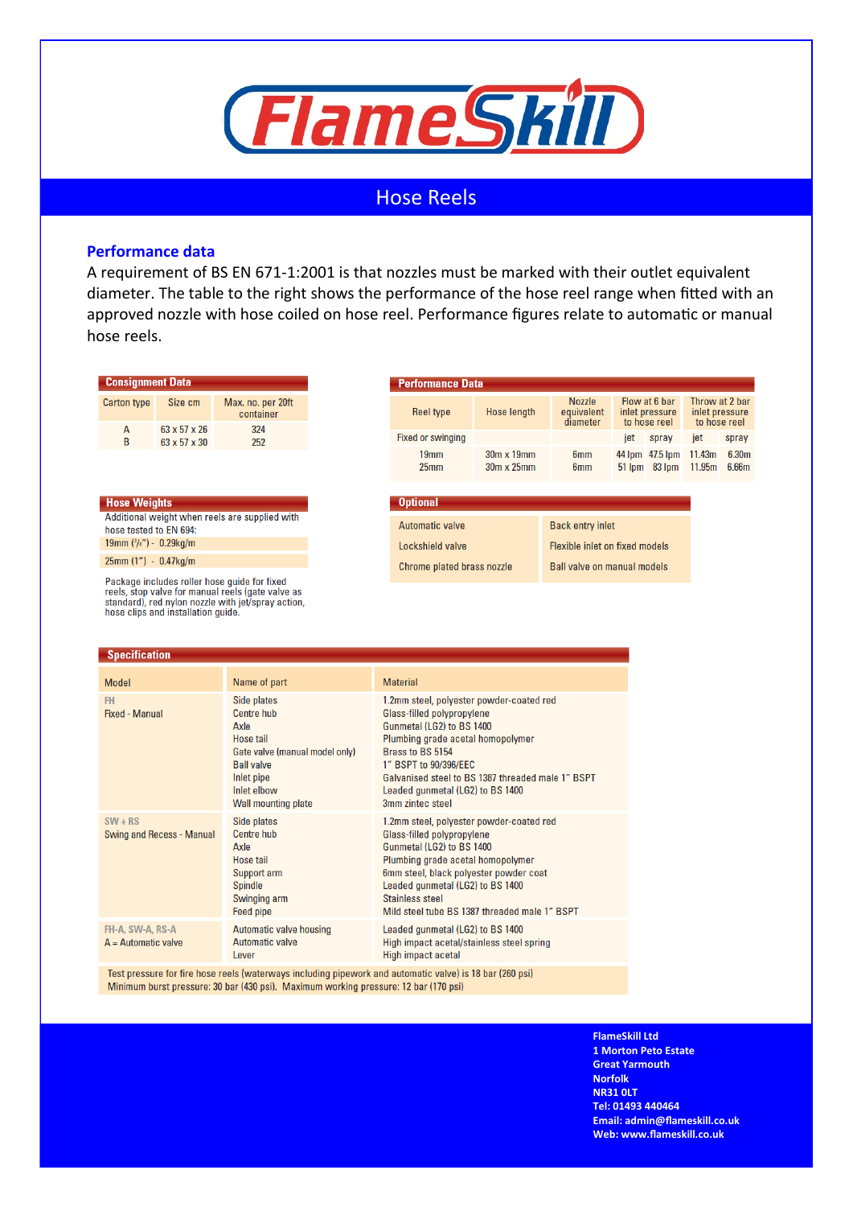# FlameSkill

## Hose Reels

### Performance data

A requirement of BS EN 671-1:2001 is that nozzles must be marked with their outlet equivalent diameter. The table to the right shows the performance of the hose reel range when fitted with an approved nozzle with hose coiled on hose reel. Performance figures relate to automatic or manual hose reels.

**Consignment Data**

| Carton type | Size cm | Max. no. per 20ft container |
|---|---|---|
| A | 63 x 57 x 26 | 324 |
| B | 63 x 57 x 30 | 252 |

**Performance Data**

| Reel type | Hose length | Nozzle equivalent diameter | Flow at 6 bar inlet pressure to hose reel | | Throw at 2 bar inlet pressure to hose reel | |
|---|---|---|---|---|---|---|
| Fixed or swinging | | | jet | spray | jet | spray |
| 19mm | 30m x 19mm | 6mm | 44 lpm | 47.5 lpm | 11.43m | 6.30m |
| 25mm | 30m x 25mm | 6mm | 51 lpm | 83 lpm | 11.95m | 6.66m |

**Hose Weights**

Additional weight when reels are supplied with hose tested to EN 694:

- 19mm (3/4") - 0.29kg/m
- 25mm (1") - 0.47kg/m

Package includes roller hose guide for fixed reels, stop valve for manual reels (gate valve as standard), red nylon nozzle with jet/spray action, hose clips and installation guide.

**Optional**

| | |
|---|---|
| Automatic valve | Back entry inlet |
| Lockshield valve | Flexible inlet on fixed models |
| Chrome plated brass nozzle | Ball valve on manual models |

**Specification**

| Model | Name of part | Material |
|---|---|---|
| FH<br>Fixed - Manual | Side plates<br>Centre hub<br>Axle<br>Hose tail<br>Gate valve (manual model only)<br>Ball valve<br>Inlet pipe<br>Inlet elbow<br>Wall mounting plate | 1.2mm steel, polyester powder-coated red<br>Glass-filled polypropylene<br>Gunmetal (LG2) to BS 1400<br>Plumbing grade acetal homopolymer<br>Brass to BS 5154<br>1" BSPT to 90/396/EEC<br>Galvanised steel to BS 1387 threaded male 1" BSPT<br>Leaded gunmetal (LG2) to BS 1400<br>3mm zintec steel |
| SW + RS<br>Swing and Recess - Manual | Side plates<br>Centre hub<br>Axle<br>Hose tail<br>Support arm<br>Spindle<br>Swinging arm<br>Feed pipe | 1.2mm steel, polyester powder-coated red<br>Glass-filled polypropylene<br>Gunmetal (LG2) to BS 1400<br>Plumbing grade acetal homopolymer<br>6mm steel, black polyester powder coat<br>Leaded gunmetal (LG2) to BS 1400<br>Stainless steel<br>Mild steel tube BS 1387 threaded male 1" BSPT |
| FH-A, SW-A, RS-A<br>A = Automatic valve | Automatic valve housing<br>Automatic valve<br>Lever | Leaded gunmetal (LG2) to BS 1400<br>High impact acetal/stainless steel spring<br>High impact acetal |

Test pressure for fire hose reels (waterways including pipework and automatic valve) is 18 bar (260 psi)
Minimum burst pressure: 30 bar (430 psi). Maximum working pressure: 12 bar (170 psi)

**FlameSkill Ltd**
**1 Morton Peto Estate**
**Great Yarmouth**
**Norfolk**
**NR31 0LT**
**Tel: 01493 440464**
**Email: admin@flameskill.co.uk**
**Web: www.flameskill.co.uk**